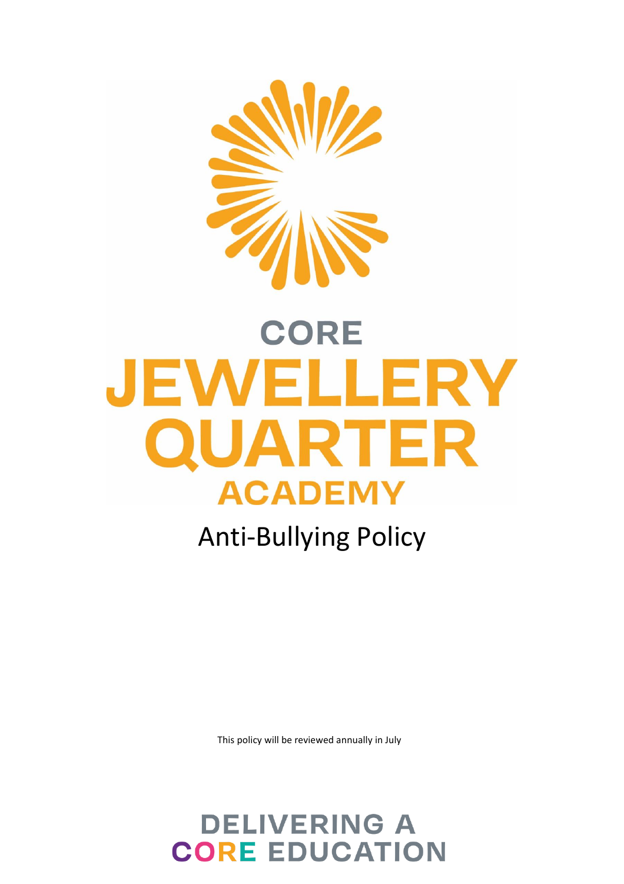# CORE JEWELLERY QUARTER ACADEMY

# Anti-Bullying Policy

This policy will be reviewed annually in July

DELIVERING A CORE EDUCATION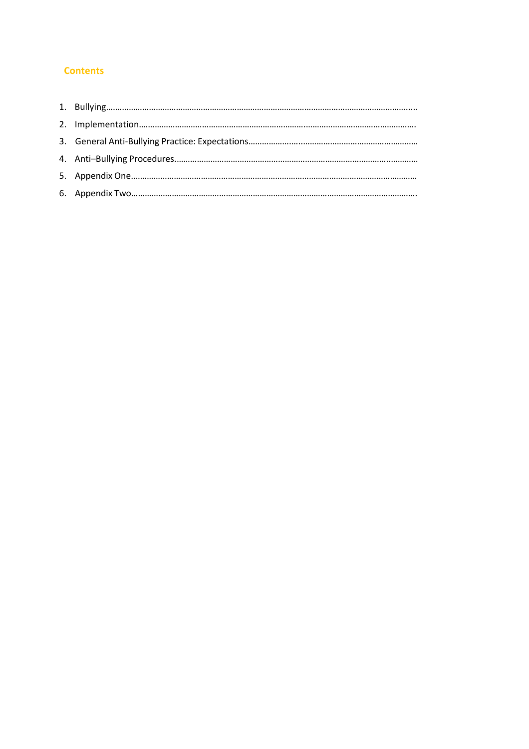## Contents

1. Bullying…………………………………………………………………………………………………………………………..
2. Implementation……………………………………………………………………………………………………………….
3. General Anti-Bullying Practice: Expectations……………………………………………………………………
4. Anti–Bullying Procedures……………………………………………………………………………………………………
5. Appendix One………………………………………………………………………………………………………………
6. Appendix Two………………………………………………………………………………………………………………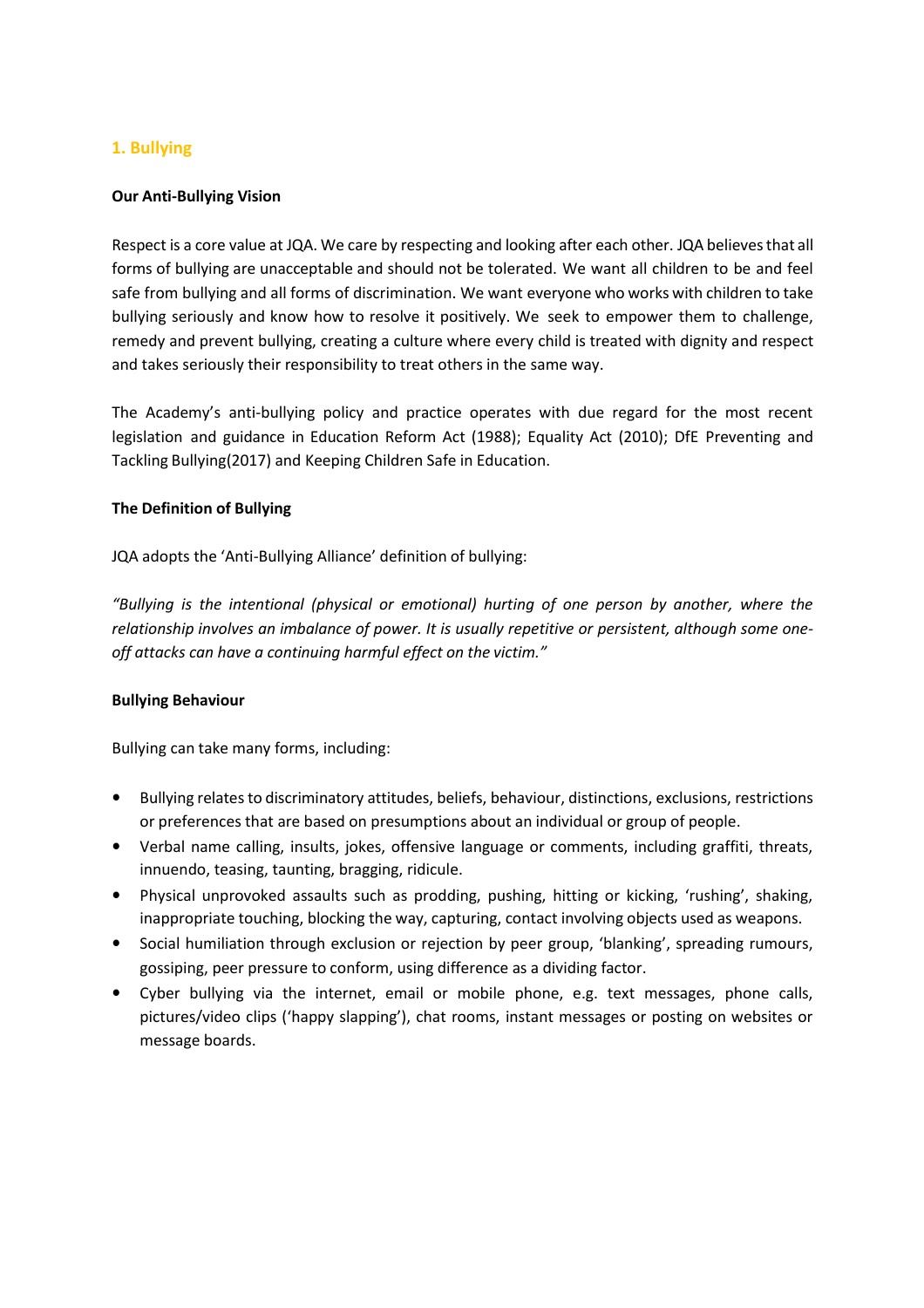## 1. Bullying

**Our Anti-Bullying Vision**

Respect is a core value at JQA. We care by respecting and looking after each other. JQA believes that all forms of bullying are unacceptable and should not be tolerated. We want all children to be and feel safe from bullying and all forms of discrimination. We want everyone who works with children to take bullying seriously and know how to resolve it positively. We seek to empower them to challenge, remedy and prevent bullying, creating a culture where every child is treated with dignity and respect and takes seriously their responsibility to treat others in the same way.

The Academy's anti-bullying policy and practice operates with due regard for the most recent legislation and guidance in Education Reform Act (1988); Equality Act (2010); DfE Preventing and Tackling Bullying(2017) and Keeping Children Safe in Education.

**The Definition of Bullying**

JQA adopts the 'Anti-Bullying Alliance' definition of bullying:

*"Bullying is the intentional (physical or emotional) hurting of one person by another, where the relationship involves an imbalance of power. It is usually repetitive or persistent, although some one-off attacks can have a continuing harmful effect on the victim."*

**Bullying Behaviour**

Bullying can take many forms, including:

- Bullying relates to discriminatory attitudes, beliefs, behaviour, distinctions, exclusions, restrictions or preferences that are based on presumptions about an individual or group of people.
- Verbal name calling, insults, jokes, offensive language or comments, including graffiti, threats, innuendo, teasing, taunting, bragging, ridicule.
- Physical unprovoked assaults such as prodding, pushing, hitting or kicking, 'rushing', shaking, inappropriate touching, blocking the way, capturing, contact involving objects used as weapons.
- Social humiliation through exclusion or rejection by peer group, 'blanking', spreading rumours, gossiping, peer pressure to conform, using difference as a dividing factor.
- Cyber bullying via the internet, email or mobile phone, e.g. text messages, phone calls, pictures/video clips ('happy slapping'), chat rooms, instant messages or posting on websites or message boards.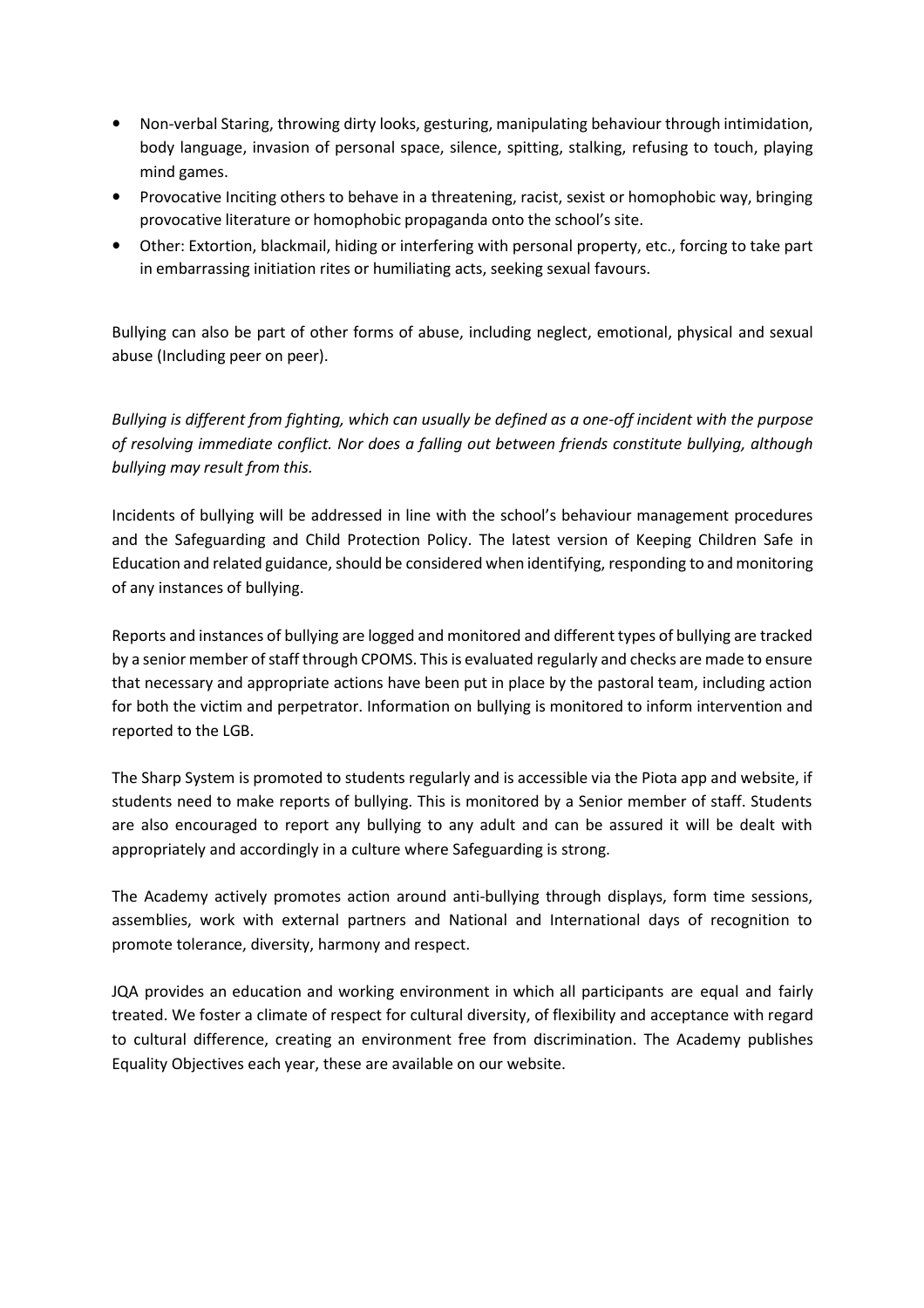- Non-verbal Staring, throwing dirty looks, gesturing, manipulating behaviour through intimidation, body language, invasion of personal space, silence, spitting, stalking, refusing to touch, playing mind games.
- Provocative Inciting others to behave in a threatening, racist, sexist or homophobic way, bringing provocative literature or homophobic propaganda onto the school's site.
- Other: Extortion, blackmail, hiding or interfering with personal property, etc., forcing to take part in embarrassing initiation rites or humiliating acts, seeking sexual favours.

Bullying can also be part of other forms of abuse, including neglect, emotional, physical and sexual abuse (Including peer on peer).

*Bullying is different from fighting, which can usually be defined as a one-off incident with the purpose of resolving immediate conflict. Nor does a falling out between friends constitute bullying, although bullying may result from this.*

Incidents of bullying will be addressed in line with the school's behaviour management procedures and the Safeguarding and Child Protection Policy. The latest version of Keeping Children Safe in Education and related guidance, should be considered when identifying, responding to and monitoring of any instances of bullying.

Reports and instances of bullying are logged and monitored and different types of bullying are tracked by a senior member of staff through CPOMS. This is evaluated regularly and checks are made to ensure that necessary and appropriate actions have been put in place by the pastoral team, including action for both the victim and perpetrator. Information on bullying is monitored to inform intervention and reported to the LGB.

The Sharp System is promoted to students regularly and is accessible via the Piota app and website, if students need to make reports of bullying. This is monitored by a Senior member of staff. Students are also encouraged to report any bullying to any adult and can be assured it will be dealt with appropriately and accordingly in a culture where Safeguarding is strong.

The Academy actively promotes action around anti-bullying through displays, form time sessions, assemblies, work with external partners and National and International days of recognition to promote tolerance, diversity, harmony and respect.

JQA provides an education and working environment in which all participants are equal and fairly treated. We foster a climate of respect for cultural diversity, of flexibility and acceptance with regard to cultural difference, creating an environment free from discrimination. The Academy publishes Equality Objectives each year, these are available on our website.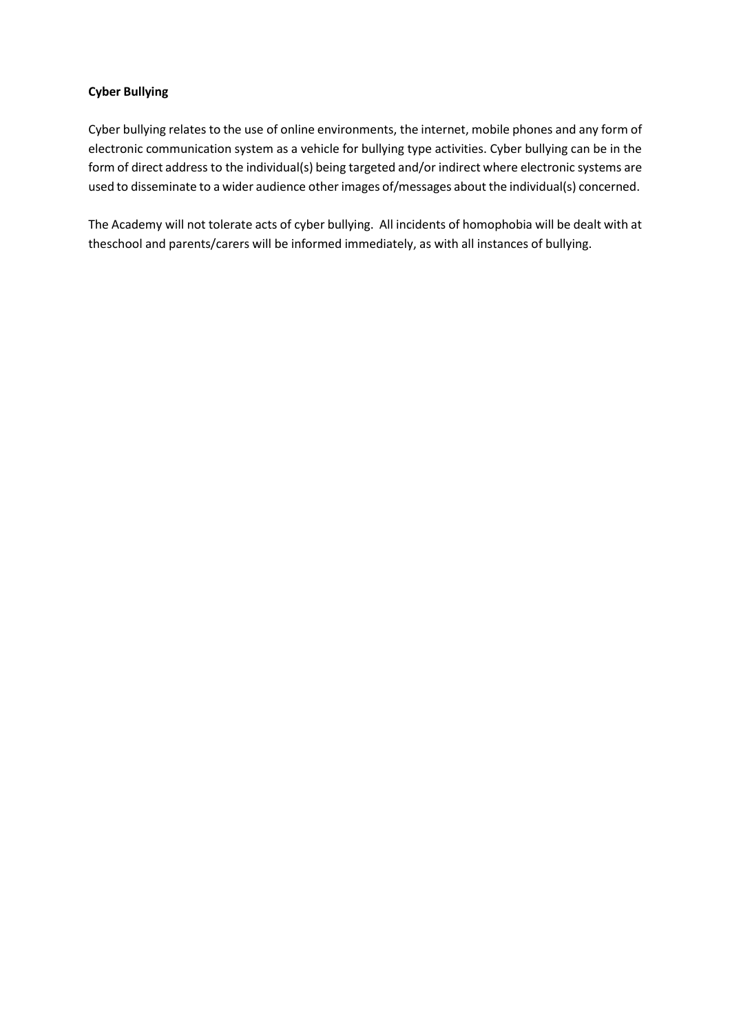**Cyber Bullying**

Cyber bullying relates to the use of online environments, the internet, mobile phones and any form of electronic communication system as a vehicle for bullying type activities. Cyber bullying can be in the form of direct address to the individual(s) being targeted and/or indirect where electronic systems are used to disseminate to a wider audience other images of/messages about the individual(s) concerned.

The Academy will not tolerate acts of cyber bullying. All incidents of homophobia will be dealt with at theschool and parents/carers will be informed immediately, as with all instances of bullying.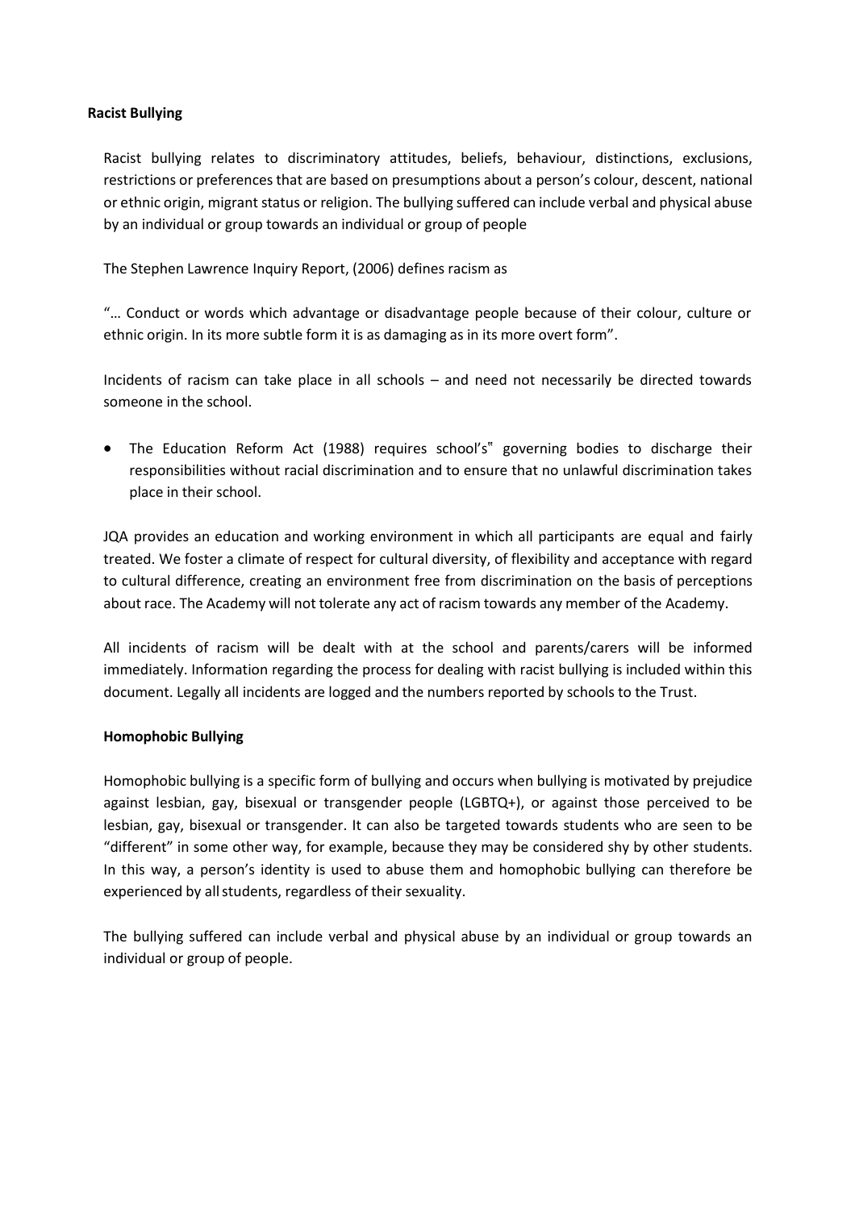**Racist Bullying**

Racist bullying relates to discriminatory attitudes, beliefs, behaviour, distinctions, exclusions, restrictions or preferences that are based on presumptions about a person's colour, descent, national or ethnic origin, migrant status or religion. The bullying suffered can include verbal and physical abuse by an individual or group towards an individual or group of people

The Stephen Lawrence Inquiry Report, (2006) defines racism as

"… Conduct or words which advantage or disadvantage people because of their colour, culture or ethnic origin. In its more subtle form it is as damaging as in its more overt form".

Incidents of racism can take place in all schools – and need not necessarily be directed towards someone in the school.

- The Education Reform Act (1988) requires school's" governing bodies to discharge their responsibilities without racial discrimination and to ensure that no unlawful discrimination takes place in their school.

JQA provides an education and working environment in which all participants are equal and fairly treated. We foster a climate of respect for cultural diversity, of flexibility and acceptance with regard to cultural difference, creating an environment free from discrimination on the basis of perceptions about race. The Academy will not tolerate any act of racism towards any member of the Academy.

All incidents of racism will be dealt with at the school and parents/carers will be informed immediately. Information regarding the process for dealing with racist bullying is included within this document. Legally all incidents are logged and the numbers reported by schools to the Trust.

**Homophobic Bullying**

Homophobic bullying is a specific form of bullying and occurs when bullying is motivated by prejudice against lesbian, gay, bisexual or transgender people (LGBTQ+), or against those perceived to be lesbian, gay, bisexual or transgender. It can also be targeted towards students who are seen to be "different" in some other way, for example, because they may be considered shy by other students. In this way, a person's identity is used to abuse them and homophobic bullying can therefore be experienced by all students, regardless of their sexuality.

The bullying suffered can include verbal and physical abuse by an individual or group towards an individual or group of people.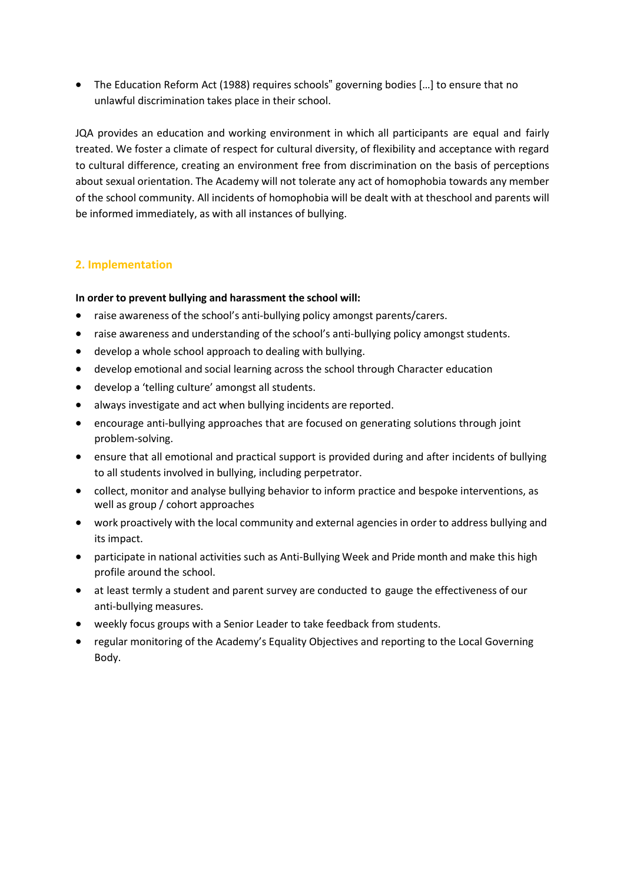- The Education Reform Act (1988) requires schools" governing bodies […] to ensure that no unlawful discrimination takes place in their school.

JQA provides an education and working environment in which all participants are equal and fairly treated. We foster a climate of respect for cultural diversity, of flexibility and acceptance with regard to cultural difference, creating an environment free from discrimination on the basis of perceptions about sexual orientation. The Academy will not tolerate any act of homophobia towards any member of the school community. All incidents of homophobia will be dealt with at theschool and parents will be informed immediately, as with all instances of bullying.

## 2. Implementation

**In order to prevent bullying and harassment the school will:**

- raise awareness of the school's anti-bullying policy amongst parents/carers.
- raise awareness and understanding of the school's anti-bullying policy amongst students.
- develop a whole school approach to dealing with bullying.
- develop emotional and social learning across the school through Character education
- develop a 'telling culture' amongst all students.
- always investigate and act when bullying incidents are reported.
- encourage anti-bullying approaches that are focused on generating solutions through joint problem-solving.
- ensure that all emotional and practical support is provided during and after incidents of bullying to all students involved in bullying, including perpetrator.
- collect, monitor and analyse bullying behavior to inform practice and bespoke interventions, as well as group / cohort approaches
- work proactively with the local community and external agencies in order to address bullying and its impact.
- participate in national activities such as Anti-Bullying Week and Pride month and make this high profile around the school.
- at least termly a student and parent survey are conducted to gauge the effectiveness of our anti-bullying measures.
- weekly focus groups with a Senior Leader to take feedback from students.
- regular monitoring of the Academy's Equality Objectives and reporting to the Local Governing Body.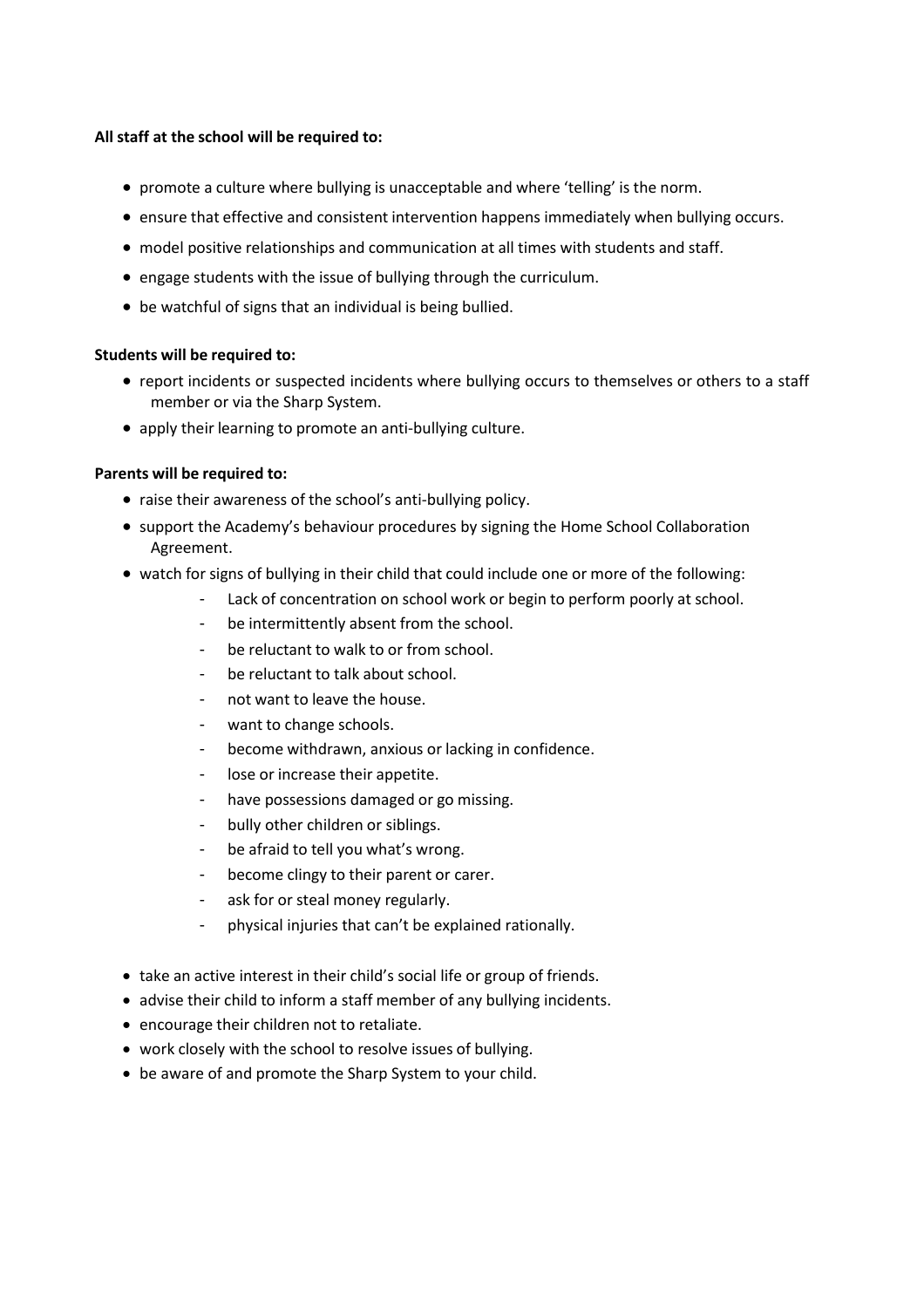**All staff at the school will be required to:**

- promote a culture where bullying is unacceptable and where 'telling' is the norm.
- ensure that effective and consistent intervention happens immediately when bullying occurs.
- model positive relationships and communication at all times with students and staff.
- engage students with the issue of bullying through the curriculum.
- be watchful of signs that an individual is being bullied.

**Students will be required to:**

- report incidents or suspected incidents where bullying occurs to themselves or others to a staff member or via the Sharp System.
- apply their learning to promote an anti-bullying culture.

**Parents will be required to:**

- raise their awareness of the school's anti-bullying policy.
- support the Academy's behaviour procedures by signing the Home School Collaboration Agreement.
- watch for signs of bullying in their child that could include one or more of the following:
    - Lack of concentration on school work or begin to perform poorly at school.
    - be intermittently absent from the school.
    - be reluctant to walk to or from school.
    - be reluctant to talk about school.
    - not want to leave the house.
    - want to change schools.
    - become withdrawn, anxious or lacking in confidence.
    - lose or increase their appetite.
    - have possessions damaged or go missing.
    - bully other children or siblings.
    - be afraid to tell you what's wrong.
    - become clingy to their parent or carer.
    - ask for or steal money regularly.
    - physical injuries that can't be explained rationally.
- take an active interest in their child's social life or group of friends.
- advise their child to inform a staff member of any bullying incidents.
- encourage their children not to retaliate.
- work closely with the school to resolve issues of bullying.
- be aware of and promote the Sharp System to your child.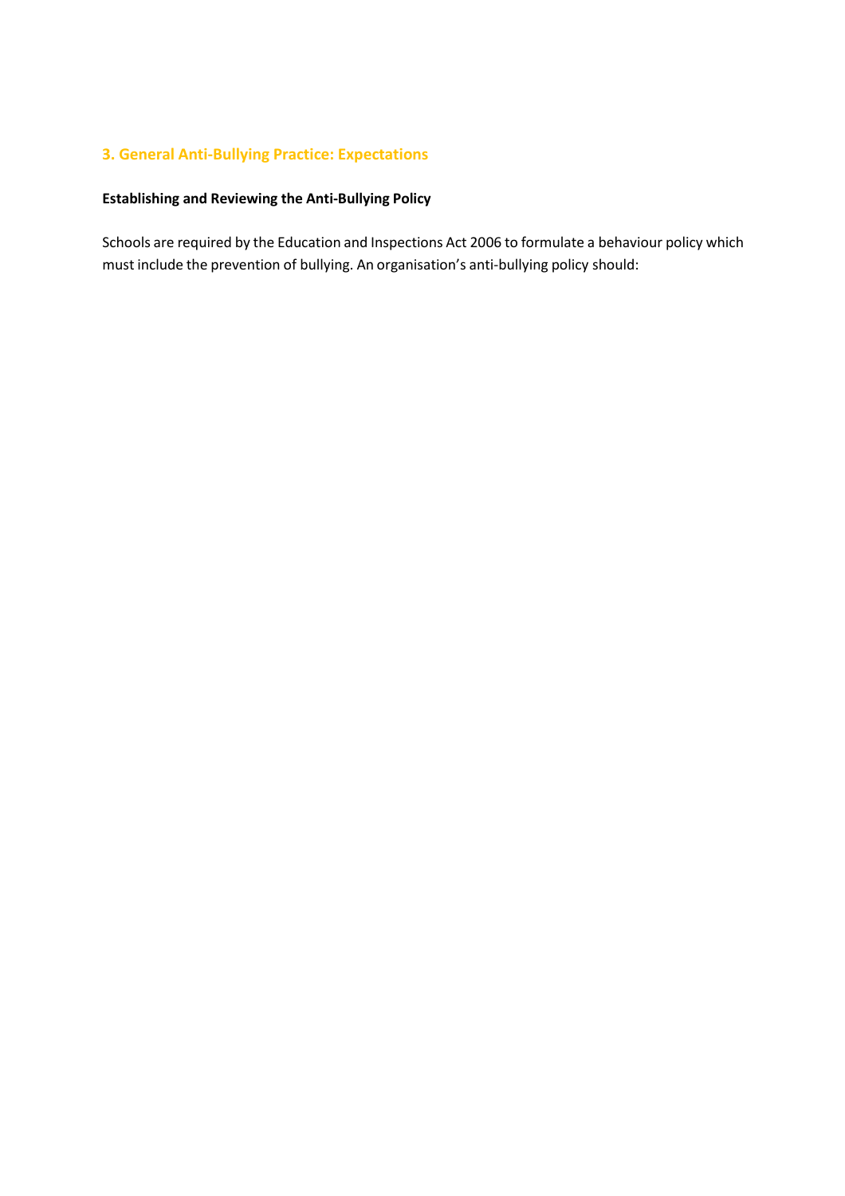## 3. General Anti-Bullying Practice: Expectations

### Establishing and Reviewing the Anti-Bullying Policy

Schools are required by the Education and Inspections Act 2006 to formulate a behaviour policy which must include the prevention of bullying. An organisation's anti-bullying policy should: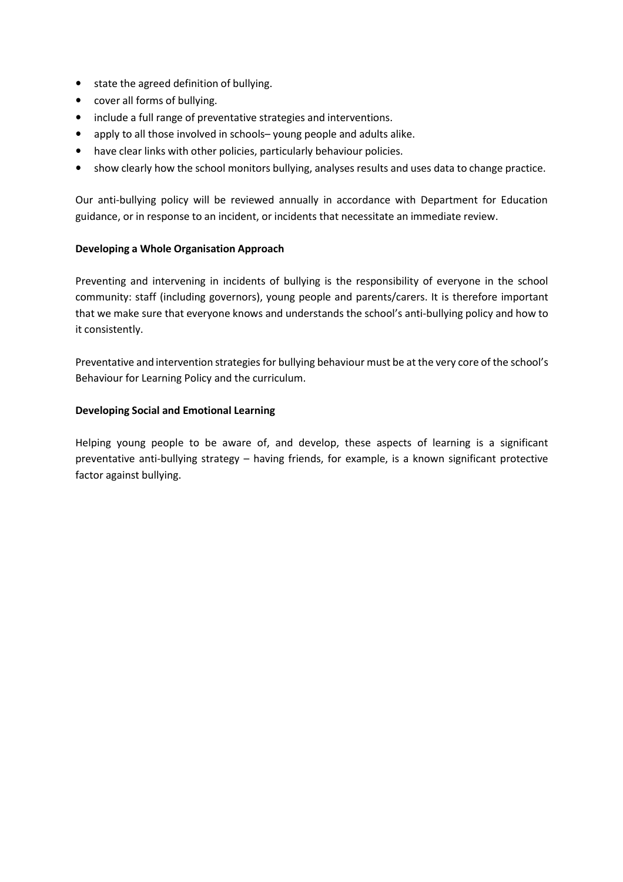- state the agreed definition of bullying.
- cover all forms of bullying.
- include a full range of preventative strategies and interventions.
- apply to all those involved in schools– young people and adults alike.
- have clear links with other policies, particularly behaviour policies.
- show clearly how the school monitors bullying, analyses results and uses data to change practice.

Our anti-bullying policy will be reviewed annually in accordance with Department for Education guidance, or in response to an incident, or incidents that necessitate an immediate review.

**Developing a Whole Organisation Approach**

Preventing and intervening in incidents of bullying is the responsibility of everyone in the school community: staff (including governors), young people and parents/carers. It is therefore important that we make sure that everyone knows and understands the school's anti-bullying policy and how to it consistently.

Preventative and intervention strategies for bullying behaviour must be at the very core of the school's Behaviour for Learning Policy and the curriculum.

**Developing Social and Emotional Learning**

Helping young people to be aware of, and develop, these aspects of learning is a significant preventative anti-bullying strategy – having friends, for example, is a known significant protective factor against bullying.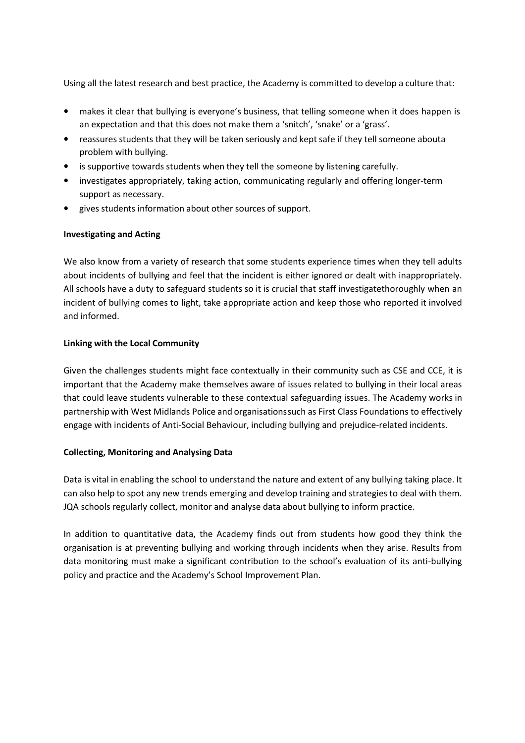Using all the latest research and best practice, the Academy is committed to develop a culture that:

- makes it clear that bullying is everyone's business, that telling someone when it does happen is an expectation and that this does not make them a 'snitch', 'snake' or a 'grass'.
- reassures students that they will be taken seriously and kept safe if they tell someone abouta problem with bullying.
- is supportive towards students when they tell the someone by listening carefully.
- investigates appropriately, taking action, communicating regularly and offering longer-term support as necessary.
- gives students information about other sources of support.

**Investigating and Acting**

We also know from a variety of research that some students experience times when they tell adults about incidents of bullying and feel that the incident is either ignored or dealt with inappropriately. All schools have a duty to safeguard students so it is crucial that staff investigatethoroughly when an incident of bullying comes to light, take appropriate action and keep those who reported it involved and informed.

**Linking with the Local Community**

Given the challenges students might face contextually in their community such as CSE and CCE, it is important that the Academy make themselves aware of issues related to bullying in their local areas that could leave students vulnerable to these contextual safeguarding issues. The Academy works in partnership with West Midlands Police and organisationssuch as First Class Foundations to effectively engage with incidents of Anti-Social Behaviour, including bullying and prejudice-related incidents.

**Collecting, Monitoring and Analysing Data**

Data is vital in enabling the school to understand the nature and extent of any bullying taking place. It can also help to spot any new trends emerging and develop training and strategies to deal with them. JQA schools regularly collect, monitor and analyse data about bullying to inform practice.

In addition to quantitative data, the Academy finds out from students how good they think the organisation is at preventing bullying and working through incidents when they arise. Results from data monitoring must make a significant contribution to the school's evaluation of its anti-bullying policy and practice and the Academy's School Improvement Plan.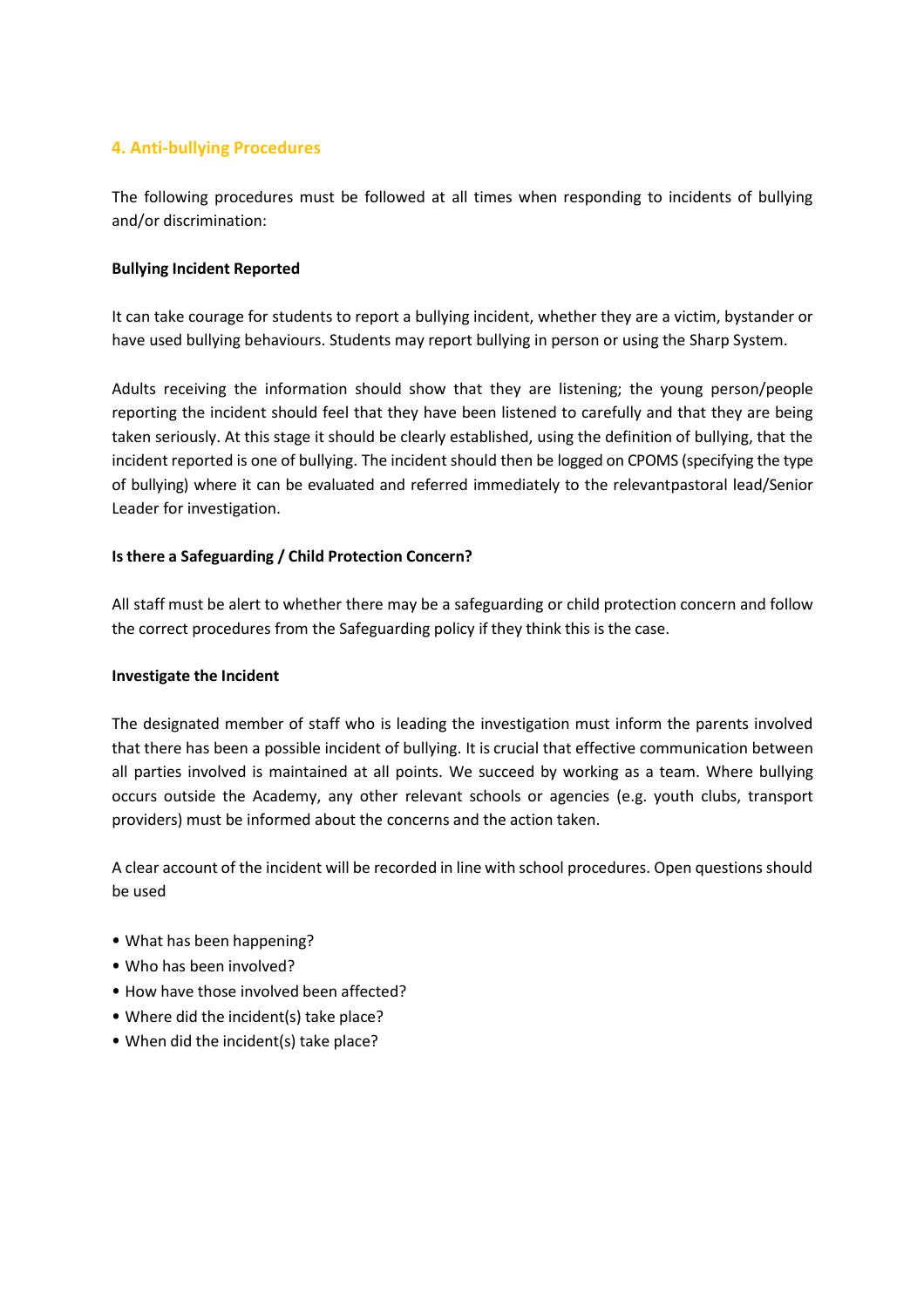## 4. Anti-bullying Procedures

The following procedures must be followed at all times when responding to incidents of bullying and/or discrimination:

**Bullying Incident Reported**

It can take courage for students to report a bullying incident, whether they are a victim, bystander or have used bullying behaviours. Students may report bullying in person or using the Sharp System.

Adults receiving the information should show that they are listening; the young person/people reporting the incident should feel that they have been listened to carefully and that they are being taken seriously. At this stage it should be clearly established, using the definition of bullying, that the incident reported is one of bullying. The incident should then be logged on CPOMS (specifying the type of bullying) where it can be evaluated and referred immediately to the relevantpastoral lead/Senior Leader for investigation.

**Is there a Safeguarding / Child Protection Concern?**

All staff must be alert to whether there may be a safeguarding or child protection concern and follow the correct procedures from the Safeguarding policy if they think this is the case.

**Investigate the Incident**

The designated member of staff who is leading the investigation must inform the parents involved that there has been a possible incident of bullying. It is crucial that effective communication between all parties involved is maintained at all points. We succeed by working as a team. Where bullying occurs outside the Academy, any other relevant schools or agencies (e.g. youth clubs, transport providers) must be informed about the concerns and the action taken.

A clear account of the incident will be recorded in line with school procedures. Open questions should be used

- What has been happening?
- Who has been involved?
- How have those involved been affected?
- Where did the incident(s) take place?
- When did the incident(s) take place?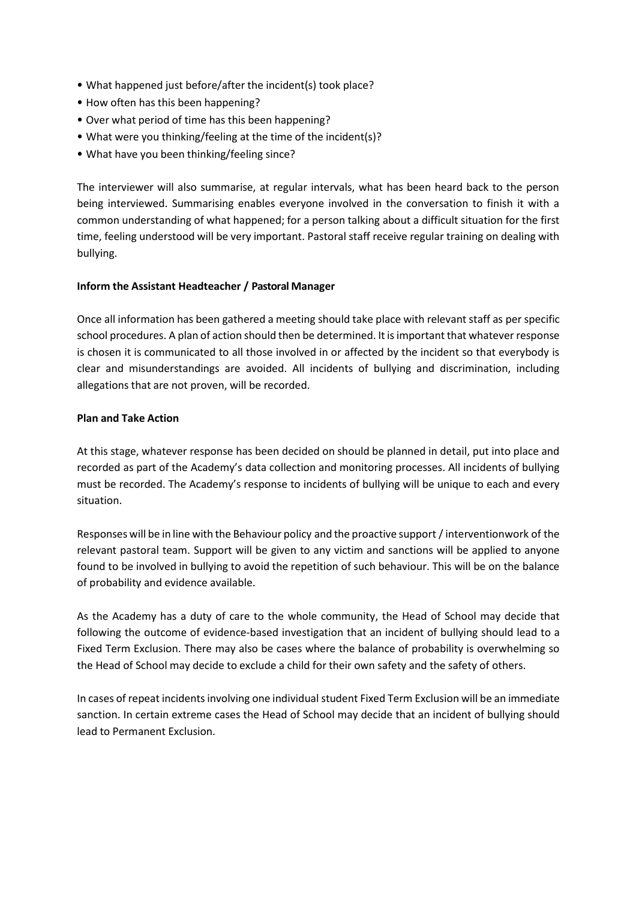- What happened just before/after the incident(s) took place?
- How often has this been happening?
- Over what period of time has this been happening?
- What were you thinking/feeling at the time of the incident(s)?
- What have you been thinking/feeling since?

The interviewer will also summarise, at regular intervals, what has been heard back to the person being interviewed. Summarising enables everyone involved in the conversation to finish it with a common understanding of what happened; for a person talking about a difficult situation for the first time, feeling understood will be very important. Pastoral staff receive regular training on dealing with bullying.

**Inform the Assistant Headteacher / Pastoral Manager**

Once all information has been gathered a meeting should take place with relevant staff as per specific school procedures. A plan of action should then be determined. It is important that whatever response is chosen it is communicated to all those involved in or affected by the incident so that everybody is clear and misunderstandings are avoided. All incidents of bullying and discrimination, including allegations that are not proven, will be recorded.

**Plan and Take Action**

At this stage, whatever response has been decided on should be planned in detail, put into place and recorded as part of the Academy's data collection and monitoring processes. All incidents of bullying must be recorded. The Academy's response to incidents of bullying will be unique to each and every situation.

Responses will be in line with the Behaviour policy and the proactive support / interventionwork of the relevant pastoral team. Support will be given to any victim and sanctions will be applied to anyone found to be involved in bullying to avoid the repetition of such behaviour. This will be on the balance of probability and evidence available.

As the Academy has a duty of care to the whole community, the Head of School may decide that following the outcome of evidence-based investigation that an incident of bullying should lead to a Fixed Term Exclusion. There may also be cases where the balance of probability is overwhelming so the Head of School may decide to exclude a child for their own safety and the safety of others.

In cases of repeat incidents involving one individual student Fixed Term Exclusion will be an immediate sanction. In certain extreme cases the Head of School may decide that an incident of bullying should lead to Permanent Exclusion.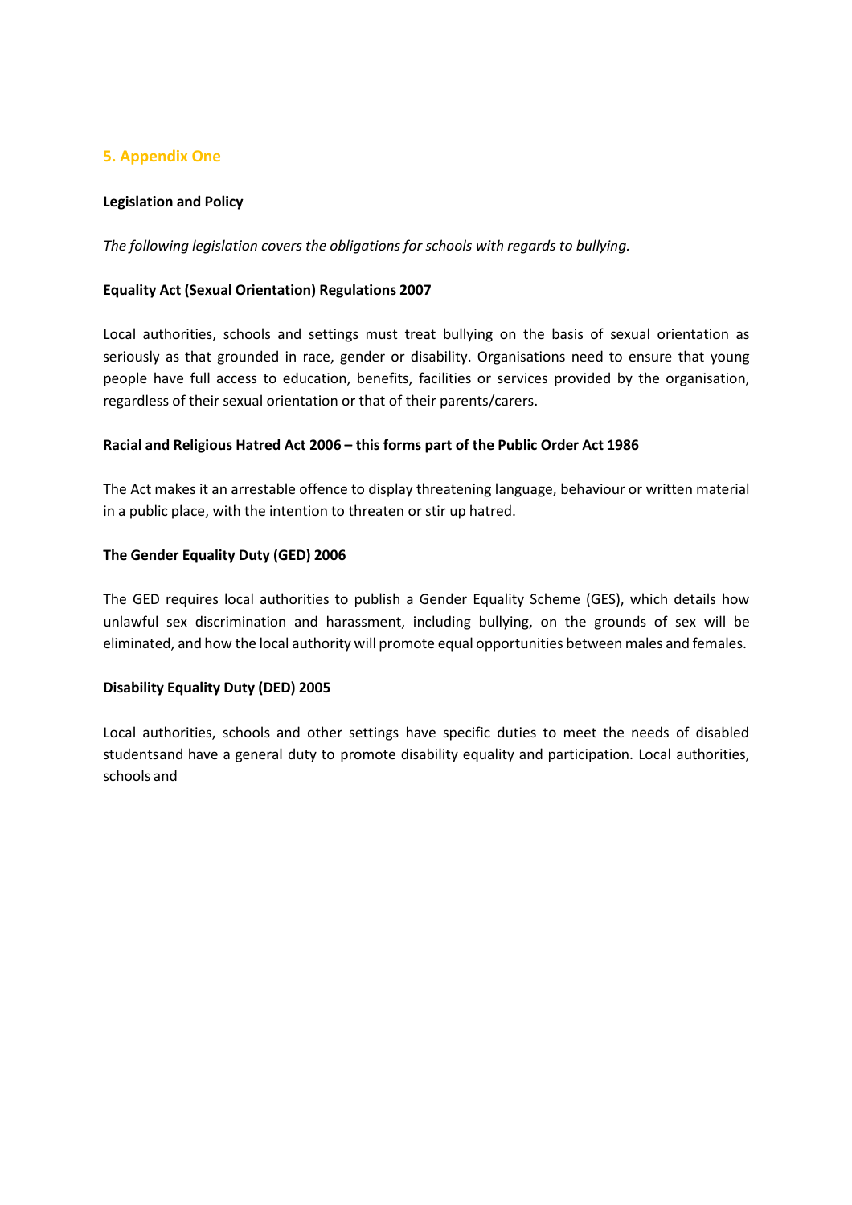## 5. Appendix One

**Legislation and Policy**

*The following legislation covers the obligations for schools with regards to bullying.*

**Equality Act (Sexual Orientation) Regulations 2007**

Local authorities, schools and settings must treat bullying on the basis of sexual orientation as seriously as that grounded in race, gender or disability. Organisations need to ensure that young people have full access to education, benefits, facilities or services provided by the organisation, regardless of their sexual orientation or that of their parents/carers.

**Racial and Religious Hatred Act 2006 – this forms part of the Public Order Act 1986**

The Act makes it an arrestable offence to display threatening language, behaviour or written material in a public place, with the intention to threaten or stir up hatred.

**The Gender Equality Duty (GED) 2006**

The GED requires local authorities to publish a Gender Equality Scheme (GES), which details how unlawful sex discrimination and harassment, including bullying, on the grounds of sex will be eliminated, and how the local authority will promote equal opportunities between males and females.

**Disability Equality Duty (DED) 2005**

Local authorities, schools and other settings have specific duties to meet the needs of disabled studentsand have a general duty to promote disability equality and participation. Local authorities, schools and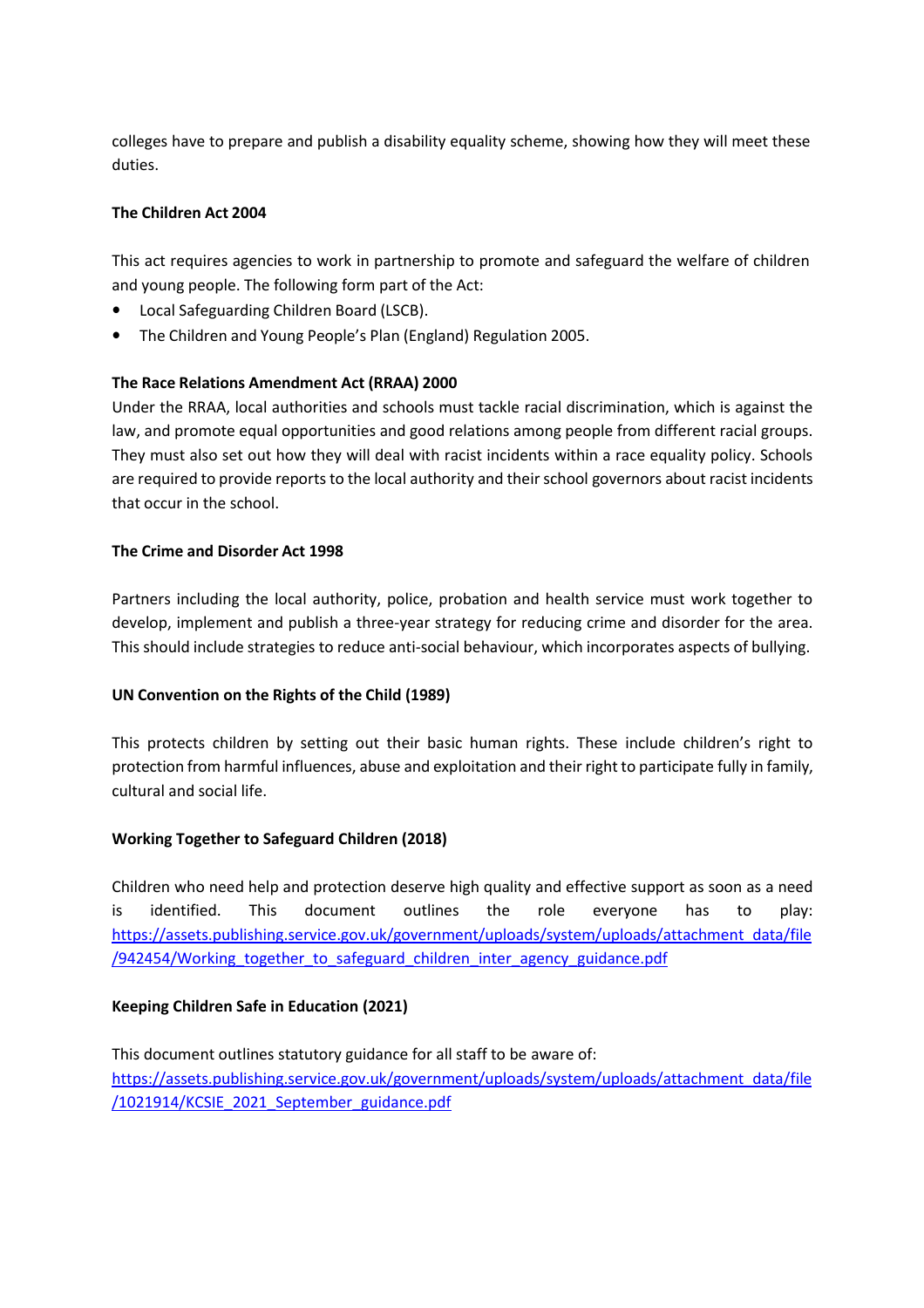colleges have to prepare and publish a disability equality scheme, showing how they will meet these duties.

**The Children Act 2004**

This act requires agencies to work in partnership to promote and safeguard the welfare of children and young people. The following form part of the Act:

- Local Safeguarding Children Board (LSCB).
- The Children and Young People's Plan (England) Regulation 2005.

**The Race Relations Amendment Act (RRAA) 2000**

Under the RRAA, local authorities and schools must tackle racial discrimination, which is against the law, and promote equal opportunities and good relations among people from different racial groups. They must also set out how they will deal with racist incidents within a race equality policy. Schools are required to provide reports to the local authority and their school governors about racist incidents that occur in the school.

**The Crime and Disorder Act 1998**

Partners including the local authority, police, probation and health service must work together to develop, implement and publish a three-year strategy for reducing crime and disorder for the area. This should include strategies to reduce anti-social behaviour, which incorporates aspects of bullying.

**UN Convention on the Rights of the Child (1989)**

This protects children by setting out their basic human rights. These include children's right to protection from harmful influences, abuse and exploitation and their right to participate fully in family, cultural and social life.

**Working Together to Safeguard Children (2018)**

Children who need help and protection deserve high quality and effective support as soon as a need is identified. This document outlines the role everyone has to play: https://assets.publishing.service.gov.uk/government/uploads/system/uploads/attachment_data/file/942454/Working_together_to_safeguard_children_inter_agency_guidance.pdf

**Keeping Children Safe in Education (2021)**

This document outlines statutory guidance for all staff to be aware of: https://assets.publishing.service.gov.uk/government/uploads/system/uploads/attachment_data/file/1021914/KCSIE_2021_September_guidance.pdf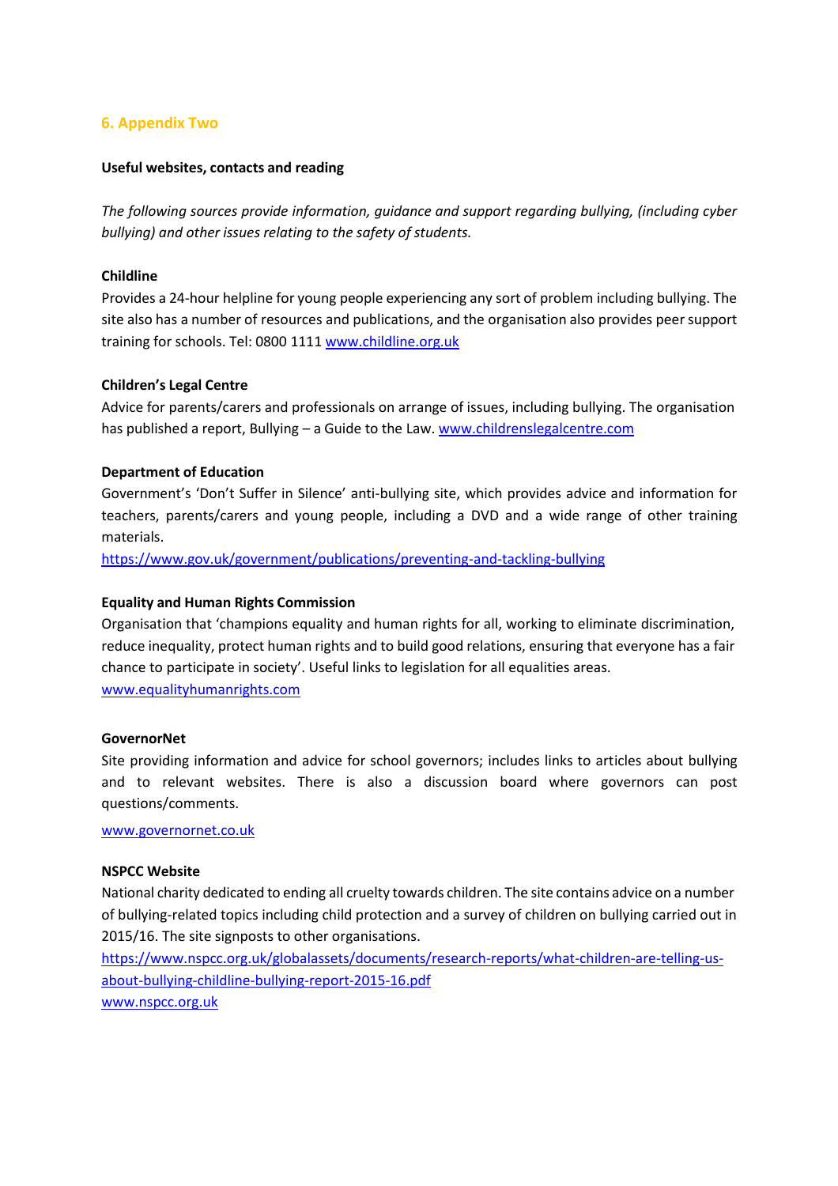## 6. Appendix Two

**Useful websites, contacts and reading**

*The following sources provide information, guidance and support regarding bullying, (including cyber bullying) and other issues relating to the safety of students.*

**Childline**

Provides a 24-hour helpline for young people experiencing any sort of problem including bullying. The site also has a number of resources and publications, and the organisation also provides peer support training for schools. Tel: 0800 1111 www.childline.org.uk

**Children's Legal Centre**

Advice for parents/carers and professionals on arrange of issues, including bullying. The organisation has published a report, Bullying – a Guide to the Law. www.childrenslegalcentre.com

**Department of Education**

Government's 'Don't Suffer in Silence' anti-bullying site, which provides advice and information for teachers, parents/carers and young people, including a DVD and a wide range of other training materials.

https://www.gov.uk/government/publications/preventing-and-tackling-bullying

**Equality and Human Rights Commission**

Organisation that 'champions equality and human rights for all, working to eliminate discrimination, reduce inequality, protect human rights and to build good relations, ensuring that everyone has a fair chance to participate in society'. Useful links to legislation for all equalities areas.

www.equalityhumanrights.com

**GovernorNet**

Site providing information and advice for school governors; includes links to articles about bullying and to relevant websites. There is also a discussion board where governors can post questions/comments.

www.governornet.co.uk

**NSPCC Website**

National charity dedicated to ending all cruelty towards children. The site contains advice on a number of bullying-related topics including child protection and a survey of children on bullying carried out in 2015/16. The site signposts to other organisations.

https://www.nspcc.org.uk/globalassets/documents/research-reports/what-children-are-telling-us-about-bullying-childline-bullying-report-2015-16.pdf

www.nspcc.org.uk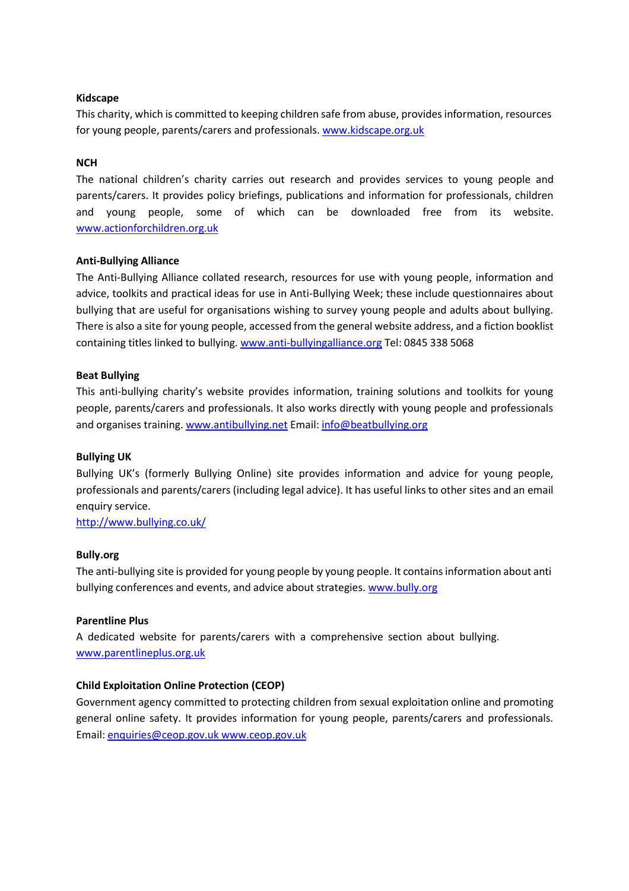**Kidscape**

This charity, which is committed to keeping children safe from abuse, provides information, resources for young people, parents/carers and professionals. www.kidscape.org.uk

**NCH**

The national children's charity carries out research and provides services to young people and parents/carers. It provides policy briefings, publications and information for professionals, children and young people, some of which can be downloaded free from its website. www.actionforchildren.org.uk

**Anti-Bullying Alliance**

The Anti-Bullying Alliance collated research, resources for use with young people, information and advice, toolkits and practical ideas for use in Anti-Bullying Week; these include questionnaires about bullying that are useful for organisations wishing to survey young people and adults about bullying. There is also a site for young people, accessed from the general website address, and a fiction booklist containing titles linked to bullying. www.anti-bullyingalliance.org Tel: 0845 338 5068

**Beat Bullying**

This anti-bullying charity's website provides information, training solutions and toolkits for young people, parents/carers and professionals. It also works directly with young people and professionals and organises training. www.antibullying.net Email: info@beatbullying.org

**Bullying UK**

Bullying UK's (formerly Bullying Online) site provides information and advice for young people, professionals and parents/carers (including legal advice). It has useful links to other sites and an email enquiry service.

http://www.bullying.co.uk/

**Bully.org**

The anti-bullying site is provided for young people by young people. It contains information about anti bullying conferences and events, and advice about strategies. www.bully.org

**Parentline Plus**

A dedicated website for parents/carers with a comprehensive section about bullying. www.parentlineplus.org.uk

**Child Exploitation Online Protection (CEOP)**

Government agency committed to protecting children from sexual exploitation online and promoting general online safety. It provides information for young people, parents/carers and professionals. Email: enquiries@ceop.gov.uk www.ceop.gov.uk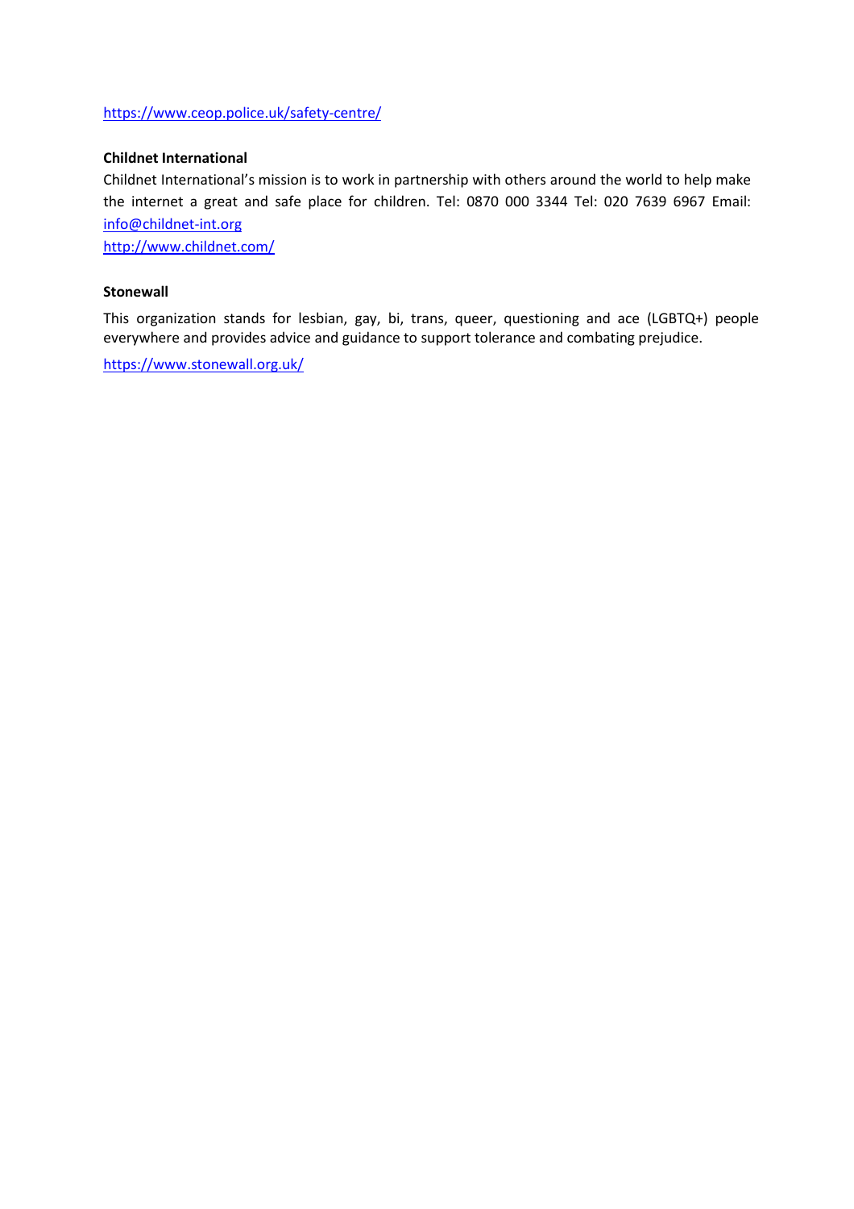https://www.ceop.police.uk/safety-centre/

**Childnet International**

Childnet International's mission is to work in partnership with others around the world to help make the internet a great and safe place for children. Tel: 0870 000 3344 Tel: 020 7639 6967 Email: info@childnet-int.org

http://www.childnet.com/

**Stonewall**

This organization stands for lesbian, gay, bi, trans, queer, questioning and ace (LGBTQ+) people everywhere and provides advice and guidance to support tolerance and combating prejudice.

https://www.stonewall.org.uk/